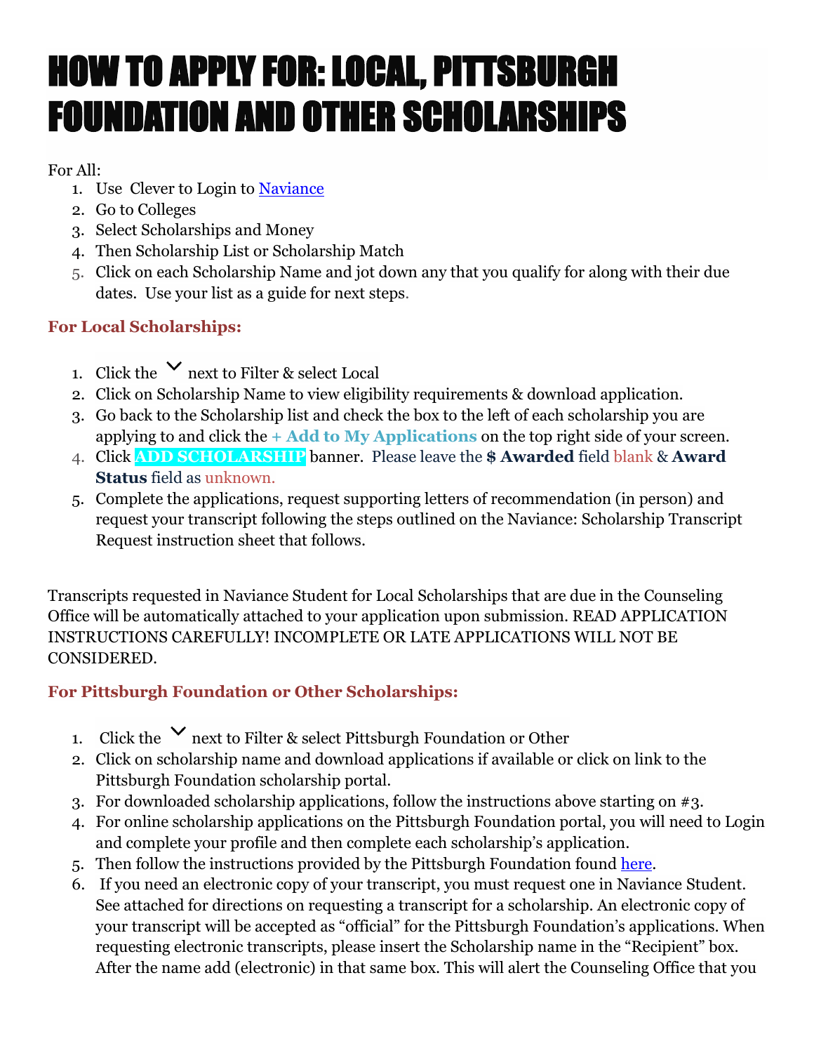# HOW TO APPLY FOR: LOCAL, PITTSBURGH FOUNDATION AND OTHER SCHOLARSHIPS

For All:

1. Use Clever to Login to Naviance
2. Go to Colleges
3. Select Scholarships and Money
4. Then Scholarship List or Scholarship Match
5. Click on each Scholarship Name and jot down any that you qualify for along with their due dates. Use your list as a guide for next steps.

### For Local Scholarships:

1. Click the ⌄ next to Filter & select Local
2. Click on Scholarship Name to view eligibility requirements & download application.
3. Go back to the Scholarship list and check the box to the left of each scholarship you are applying to and click the **+ Add to My Applications** on the top right side of your screen.
4. Click **ADD SCHOLARSHIP** banner. Please leave the **$ Awarded** field blank & **Award Status** field as unknown.
5. Complete the applications, request supporting letters of recommendation (in person) and request your transcript following the steps outlined on the Naviance: Scholarship Transcript Request instruction sheet that follows.

Transcripts requested in Naviance Student for Local Scholarships that are due in the Counseling Office will be automatically attached to your application upon submission. READ APPLICATION INSTRUCTIONS CAREFULLY! INCOMPLETE OR LATE APPLICATIONS WILL NOT BE CONSIDERED.

### For Pittsburgh Foundation or Other Scholarships:

1. Click the ⌄ next to Filter & select Pittsburgh Foundation or Other
2. Click on scholarship name and download applications if available or click on link to the Pittsburgh Foundation scholarship portal.
3. For downloaded scholarship applications, follow the instructions above starting on #3.
4. For online scholarship applications on the Pittsburgh Foundation portal, you will need to Login and complete your profile and then complete each scholarship's application.
5. Then follow the instructions provided by the Pittsburgh Foundation found here.
6. If you need an electronic copy of your transcript, you must request one in Naviance Student. See attached for directions on requesting a transcript for a scholarship. An electronic copy of your transcript will be accepted as "official" for the Pittsburgh Foundation's applications. When requesting electronic transcripts, please insert the Scholarship name in the "Recipient" box. After the name add (electronic) in that same box. This will alert the Counseling Office that you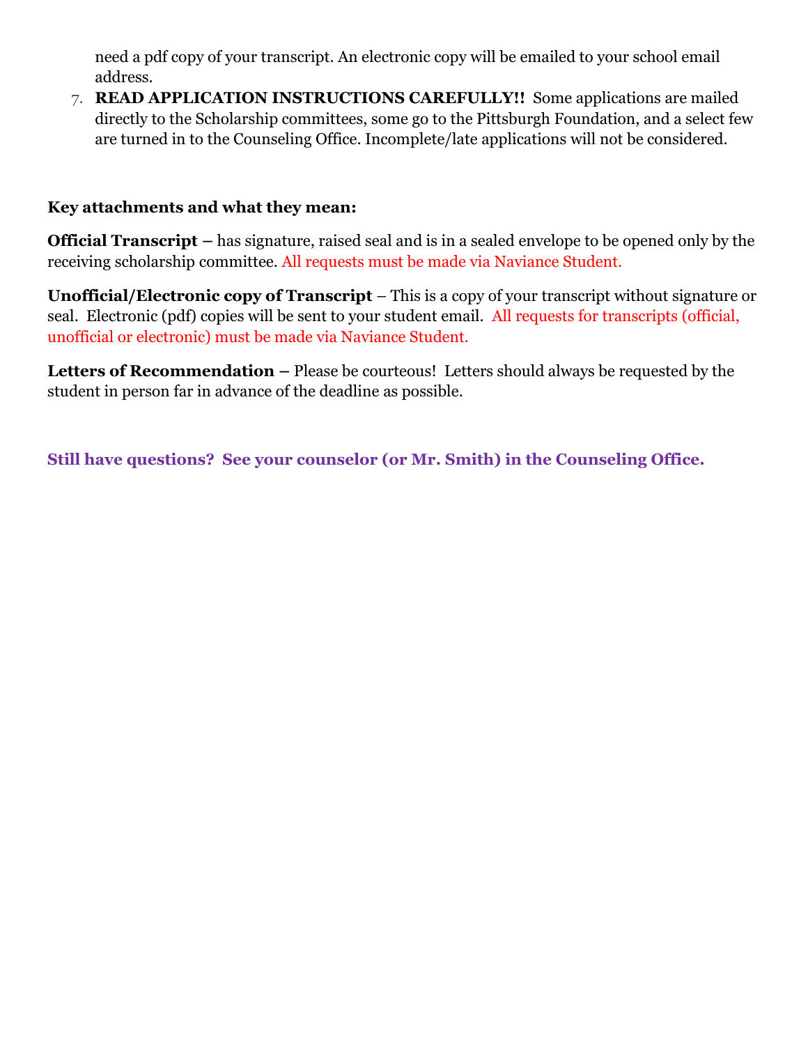need a pdf copy of your transcript. An electronic copy will be emailed to your school email address.

7. **READ APPLICATION INSTRUCTIONS CAREFULLY!!** Some applications are mailed directly to the Scholarship committees, some go to the Pittsburgh Foundation, and a select few are turned in to the Counseling Office. Incomplete/late applications will not be considered.

**Key attachments and what they mean:**

**Official Transcript –** has signature, raised seal and is in a sealed envelope to be opened only by the receiving scholarship committee. All requests must be made via Naviance Student.

**Unofficial/Electronic copy of Transcript** – This is a copy of your transcript without signature or seal. Electronic (pdf) copies will be sent to your student email. All requests for transcripts (official, unofficial or electronic) must be made via Naviance Student.

**Letters of Recommendation –** Please be courteous! Letters should always be requested by the student in person far in advance of the deadline as possible.

**Still have questions? See your counselor (or Mr. Smith) in the Counseling Office.**